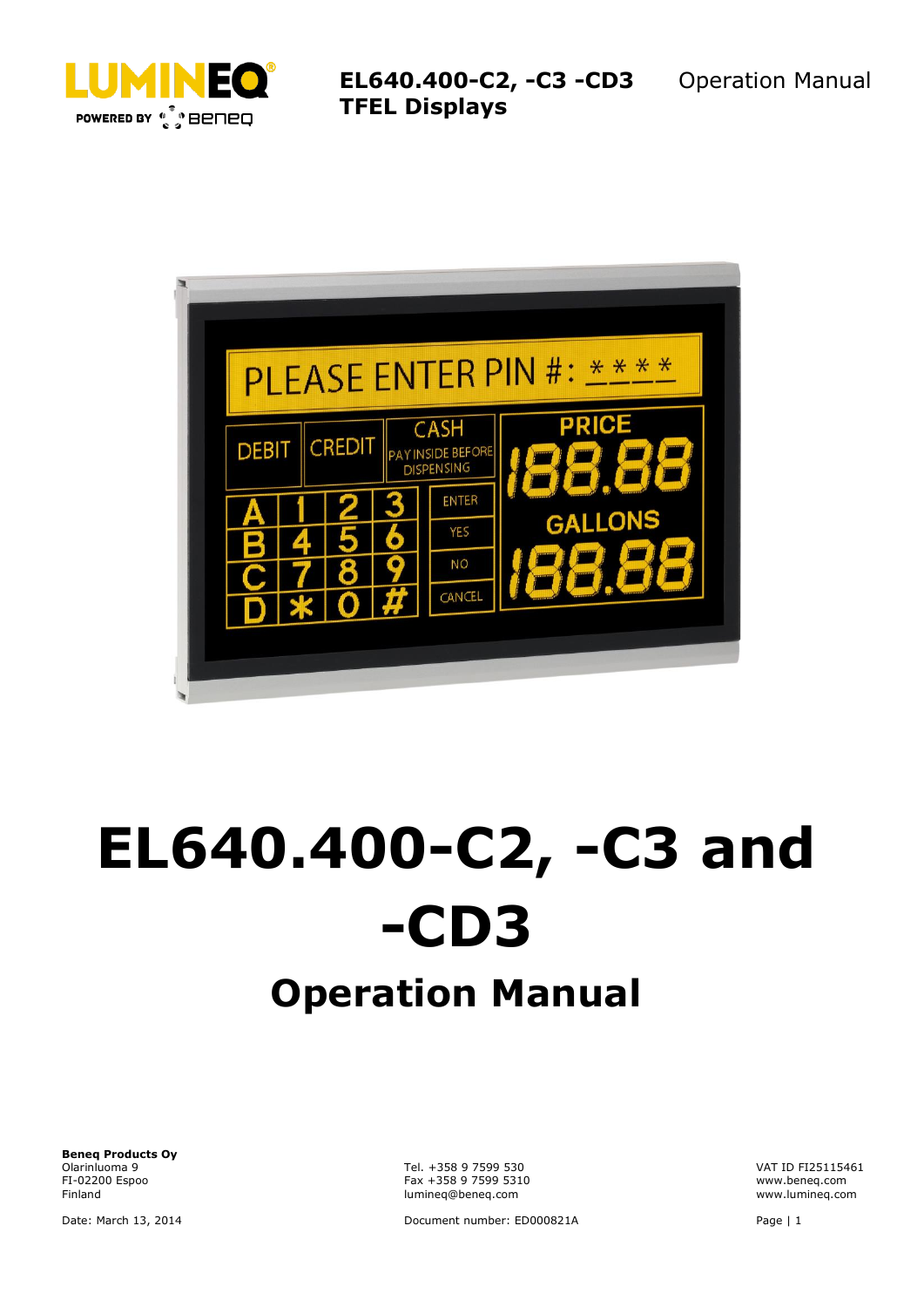# EL640.400-C2, -C3 and -CD3

## Operation Manual

**Beneq Products Oy**
Olarinluoma 9
FI-02200 Espoo
Finland

Tel. +358 9 7599 530
Fax +358 9 7599 5310
lumineq@beneq.com

VAT ID FI25115461
www.beneq.com
www.lumineq.com

Date: March 13, 2014

Document number: ED000821A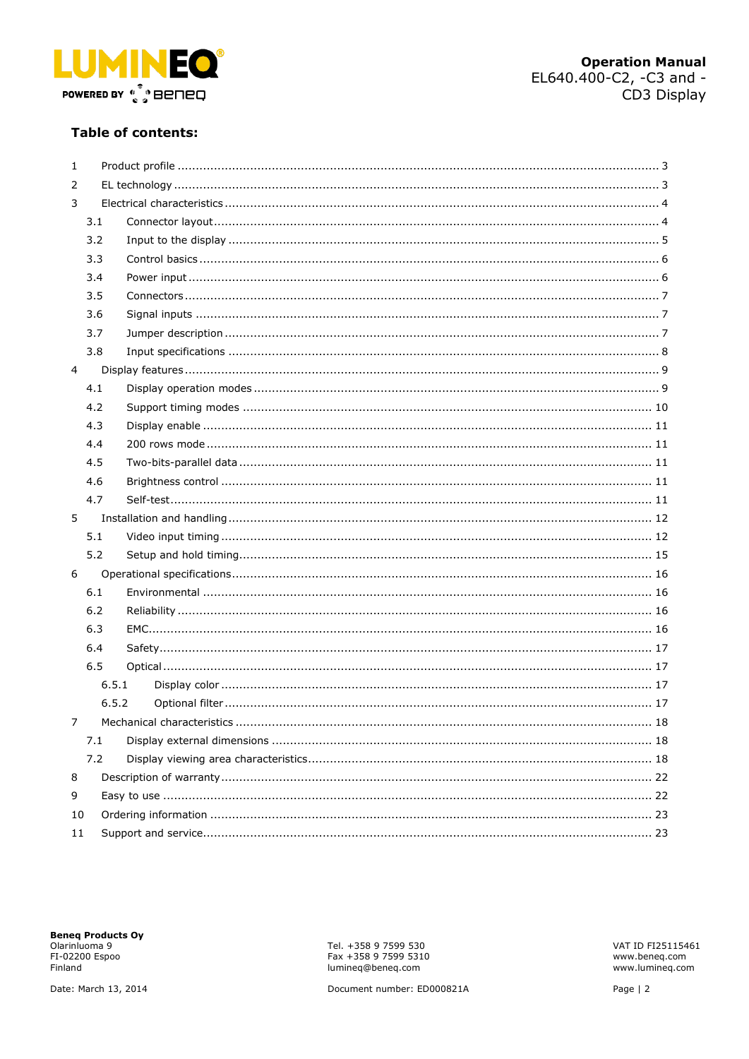**Table of contents:**

| | | |
|---|---|---|
| 1 | Product profile | 3 |
| 2 | EL technology | 3 |
| 3 | Electrical characteristics | 4 |
| 3.1 | Connector layout | 4 |
| 3.2 | Input to the display | 5 |
| 3.3 | Control basics | 6 |
| 3.4 | Power input | 6 |
| 3.5 | Connectors | 7 |
| 3.6 | Signal inputs | 7 |
| 3.7 | Jumper description | 7 |
| 3.8 | Input specifications | 8 |
| 4 | Display features | 9 |
| 4.1 | Display operation modes | 9 |
| 4.2 | Support timing modes | 10 |
| 4.3 | Display enable | 11 |
| 4.4 | 200 rows mode | 11 |
| 4.5 | Two-bits-parallel data | 11 |
| 4.6 | Brightness control | 11 |
| 4.7 | Self-test | 11 |
| 5 | Installation and handling | 12 |
| 5.1 | Video input timing | 12 |
| 5.2 | Setup and hold timing | 15 |
| 6 | Operational specifications | 16 |
| 6.1 | Environmental | 16 |
| 6.2 | Reliability | 16 |
| 6.3 | EMC | 16 |
| 6.4 | Safety | 17 |
| 6.5 | Optical | 17 |
| 6.5.1 | Display color | 17 |
| 6.5.2 | Optional filter | 17 |
| 7 | Mechanical characteristics | 18 |
| 7.1 | Display external dimensions | 18 |
| 7.2 | Display viewing area characteristics | 18 |
| 8 | Description of warranty | 22 |
| 9 | Easy to use | 22 |
| 10 | Ordering information | 23 |
| 11 | Support and service | 23 |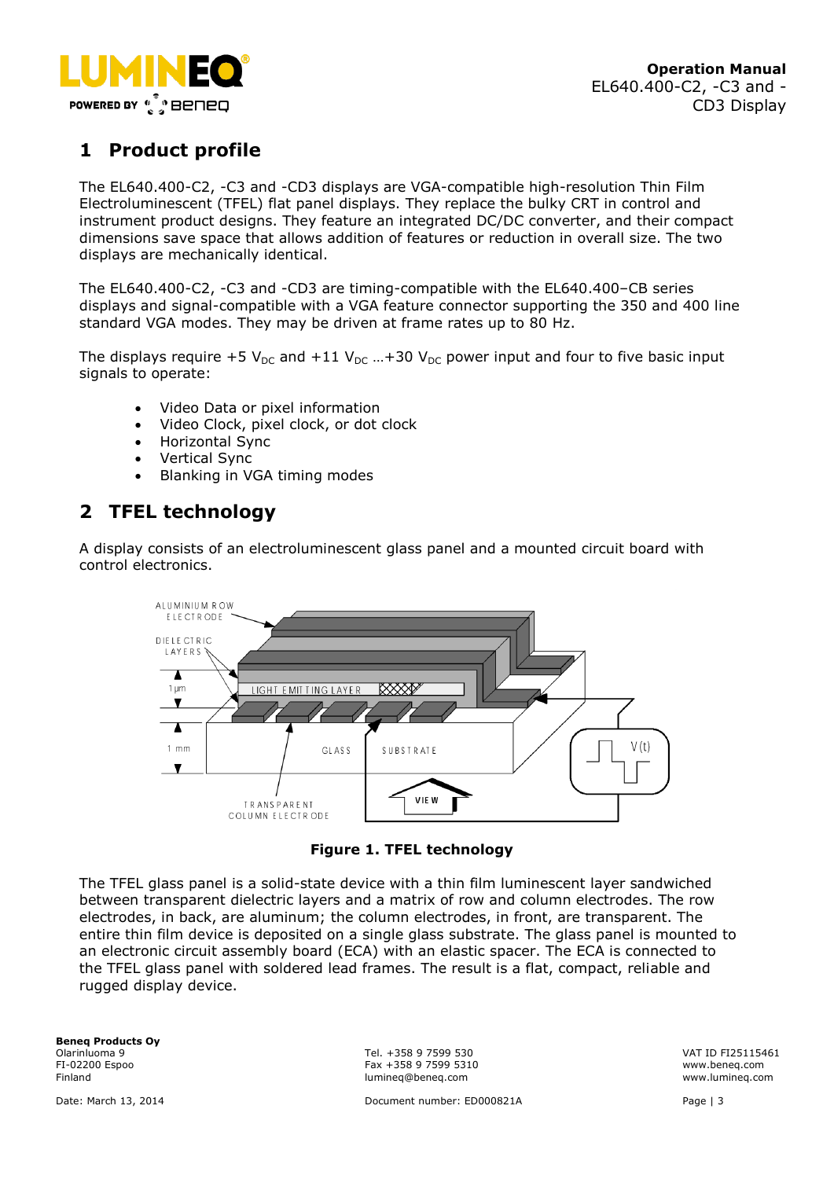# 1 Product profile

The EL640.400-C2, -C3 and -CD3 displays are VGA-compatible high-resolution Thin Film Electroluminescent (TFEL) flat panel displays. They replace the bulky CRT in control and instrument product designs. They feature an integrated DC/DC converter, and their compact dimensions save space that allows addition of features or reduction in overall size. The two displays are mechanically identical.

The EL640.400-C2, -C3 and -CD3 are timing-compatible with the EL640.400–CB series displays and signal-compatible with a VGA feature connector supporting the 350 and 400 line standard VGA modes. They may be driven at frame rates up to 80 Hz.

The displays require +5 $V_{DC}$ and +11 $V_{DC}$ …+30 $V_{DC}$ power input and four to five basic input signals to operate:

- Video Data or pixel information
- Video Clock, pixel clock, or dot clock
- Horizontal Sync
- Vertical Sync
- Blanking in VGA timing modes

# 2 TFEL technology

A display consists of an electroluminescent glass panel and a mounted circuit board with control electronics.

**Figure 1. TFEL technology**

The TFEL glass panel is a solid-state device with a thin film luminescent layer sandwiched between transparent dielectric layers and a matrix of row and column electrodes. The row electrodes, in back, are aluminum; the column electrodes, in front, are transparent. The entire thin film device is deposited on a single glass substrate. The glass panel is mounted to an electronic circuit assembly board (ECA) with an elastic spacer. The ECA is connected to the TFEL glass panel with soldered lead frames. The result is a flat, compact, reliable and rugged display device.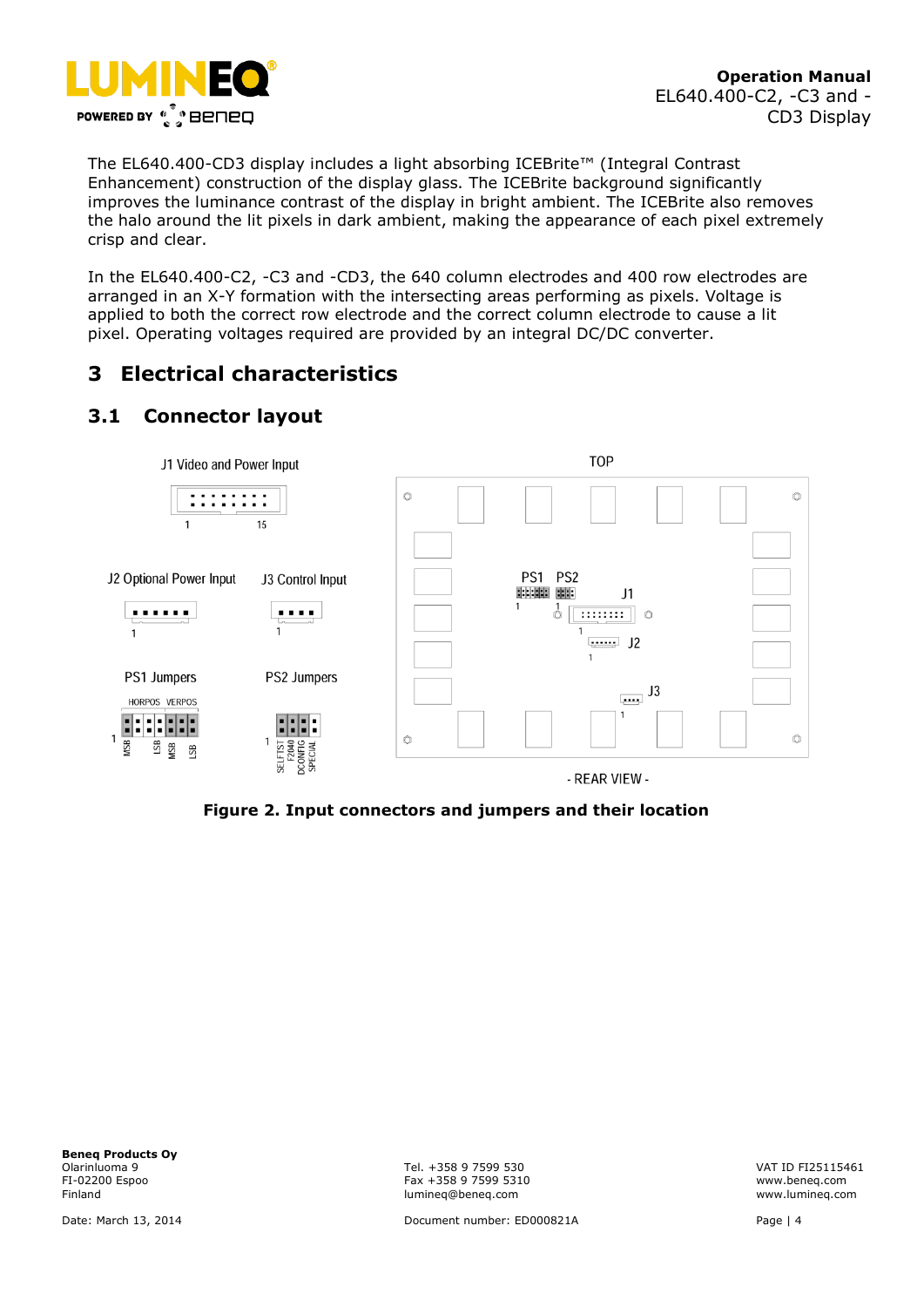The EL640.400-CD3 display includes a light absorbing ICEBrite™ (Integral Contrast Enhancement) construction of the display glass. The ICEBrite background significantly improves the luminance contrast of the display in bright ambient. The ICEBrite also removes the halo around the lit pixels in dark ambient, making the appearance of each pixel extremely crisp and clear.

In the EL640.400-C2, -C3 and -CD3, the 640 column electrodes and 400 row electrodes are arranged in an X-Y formation with the intersecting areas performing as pixels. Voltage is applied to both the correct row electrode and the correct column electrode to cause a lit pixel. Operating voltages required are provided by an integral DC/DC converter.

# 3 Electrical characteristics

## 3.1 Connector layout

**Figure 2. Input connectors and jumpers and their location**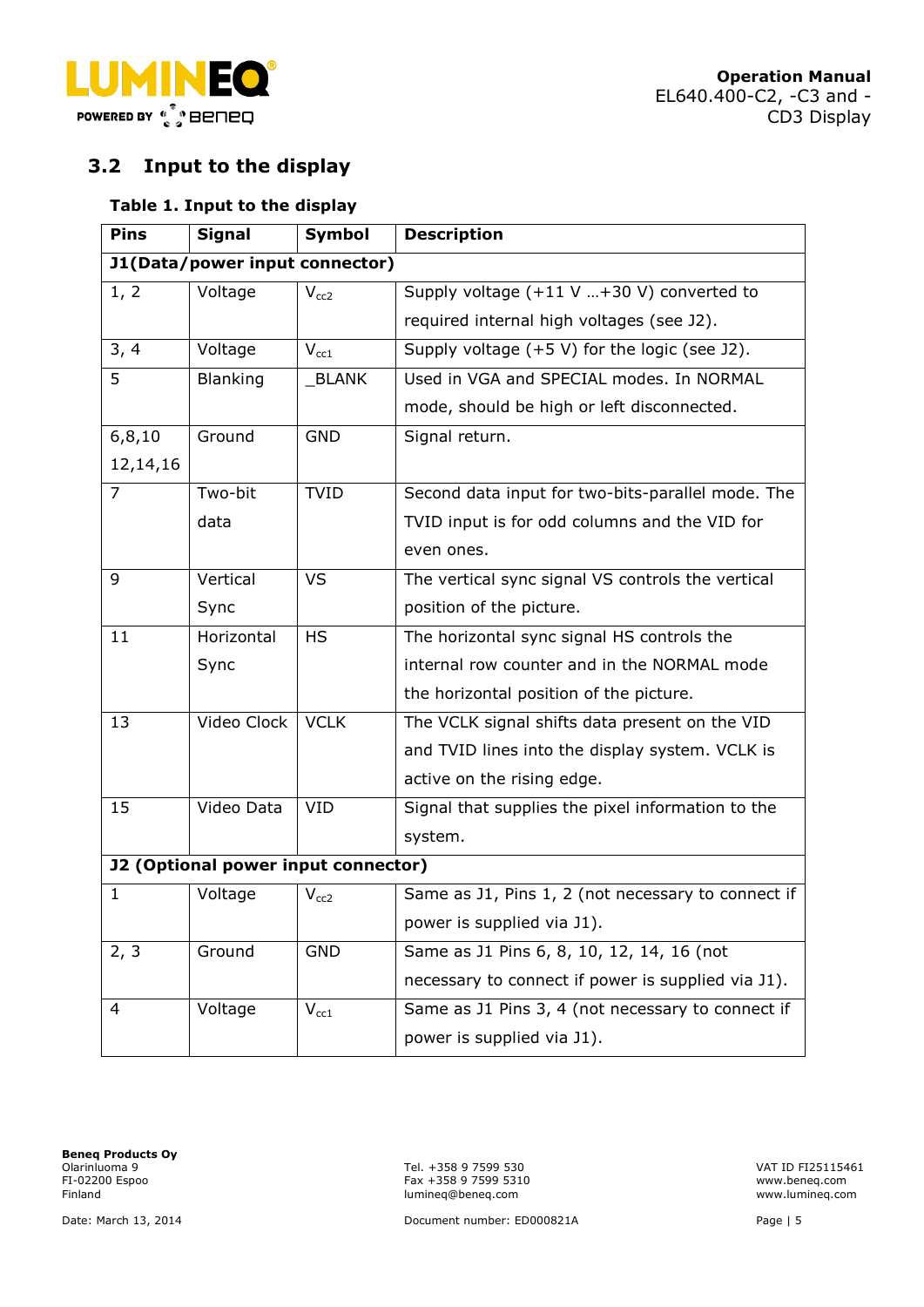## 3.2 Input to the display

**Table 1. Input to the display**

| Pins | Signal | Symbol | Description |
|---|---|---|---|
| **J1(Data/power input connector)** | | | |
| 1, 2 | Voltage | $V_{cc2}$ | Supply voltage (+11 V …+30 V) converted to required internal high voltages (see J2). |
| 3, 4 | Voltage | $V_{cc1}$ | Supply voltage (+5 V) for the logic (see J2). |
| 5 | Blanking | _BLANK | Used in VGA and SPECIAL modes. In NORMAL mode, should be high or left disconnected. |
| 6,8,10 12,14,16 | Ground | GND | Signal return. |
| 7 | Two-bit data | TVID | Second data input for two-bits-parallel mode. The TVID input is for odd columns and the VID for even ones. |
| 9 | Vertical Sync | VS | The vertical sync signal VS controls the vertical position of the picture. |
| 11 | Horizontal Sync | HS | The horizontal sync signal HS controls the internal row counter and in the NORMAL mode the horizontal position of the picture. |
| 13 | Video Clock | VCLK | The VCLK signal shifts data present on the VID and TVID lines into the display system. VCLK is active on the rising edge. |
| 15 | Video Data | VID | Signal that supplies the pixel information to the system. |
| **J2 (Optional power input connector)** | | | |
| 1 | Voltage | $V_{cc2}$ | Same as J1, Pins 1, 2 (not necessary to connect if power is supplied via J1). |
| 2, 3 | Ground | GND | Same as J1 Pins 6, 8, 10, 12, 14, 16 (not necessary to connect if power is supplied via J1). |
| 4 | Voltage | $V_{cc1}$ | Same as J1 Pins 3, 4 (not necessary to connect if power is supplied via J1). |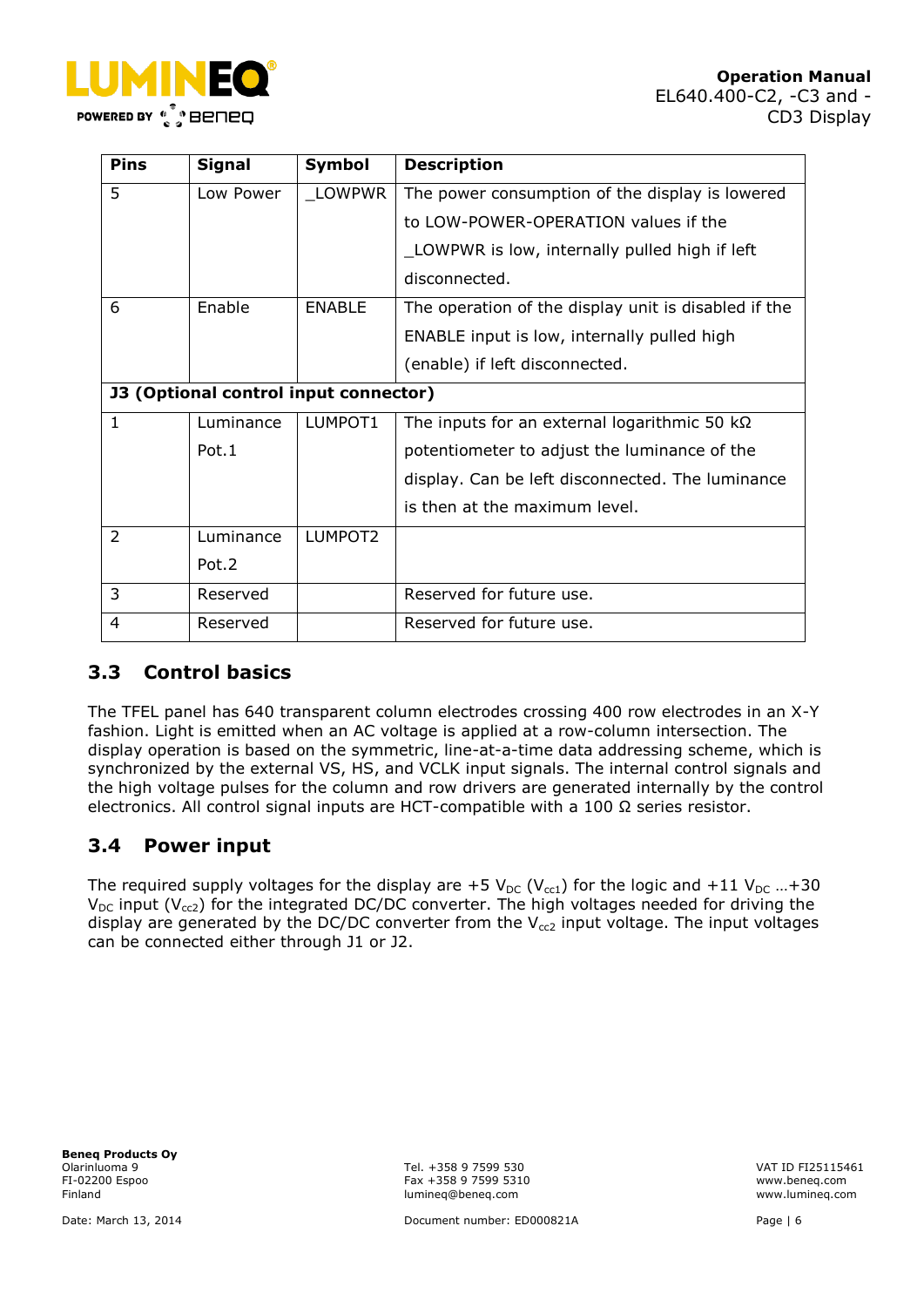| Pins | Signal | Symbol | Description |
|---|---|---|---|
| 5 | Low Power | _LOWPWR | The power consumption of the display is lowered to LOW-POWER-OPERATION values if the _LOWPWR is low, internally pulled high if left disconnected. |
| 6 | Enable | ENABLE | The operation of the display unit is disabled if the ENABLE input is low, internally pulled high (enable) if left disconnected. |
| **J3 (Optional control input connector)** | | | |
| 1 | Luminance Pot.1 | LUMPOT1 | The inputs for an external logarithmic 50 kΩ potentiometer to adjust the luminance of the display. Can be left disconnected. The luminance is then at the maximum level. |
| 2 | Luminance Pot.2 | LUMPOT2 | |
| 3 | Reserved | | Reserved for future use. |
| 4 | Reserved | | Reserved for future use. |

## 3.3 Control basics

The TFEL panel has 640 transparent column electrodes crossing 400 row electrodes in an X-Y fashion. Light is emitted when an AC voltage is applied at a row-column intersection. The display operation is based on the symmetric, line-at-a-time data addressing scheme, which is synchronized by the external VS, HS, and VCLK input signals. The internal control signals and the high voltage pulses for the column and row drivers are generated internally by the control electronics. All control signal inputs are HCT-compatible with a 100 Ω series resistor.

## 3.4 Power input

The required supply voltages for the display are +5 $V_{DC}$ ($V_{cc1}$) for the logic and +11 $V_{DC}$ …+30 $V_{DC}$ input ($V_{cc2}$) for the integrated DC/DC converter. The high voltages needed for driving the display are generated by the DC/DC converter from the $V_{cc2}$ input voltage. The input voltages can be connected either through J1 or J2.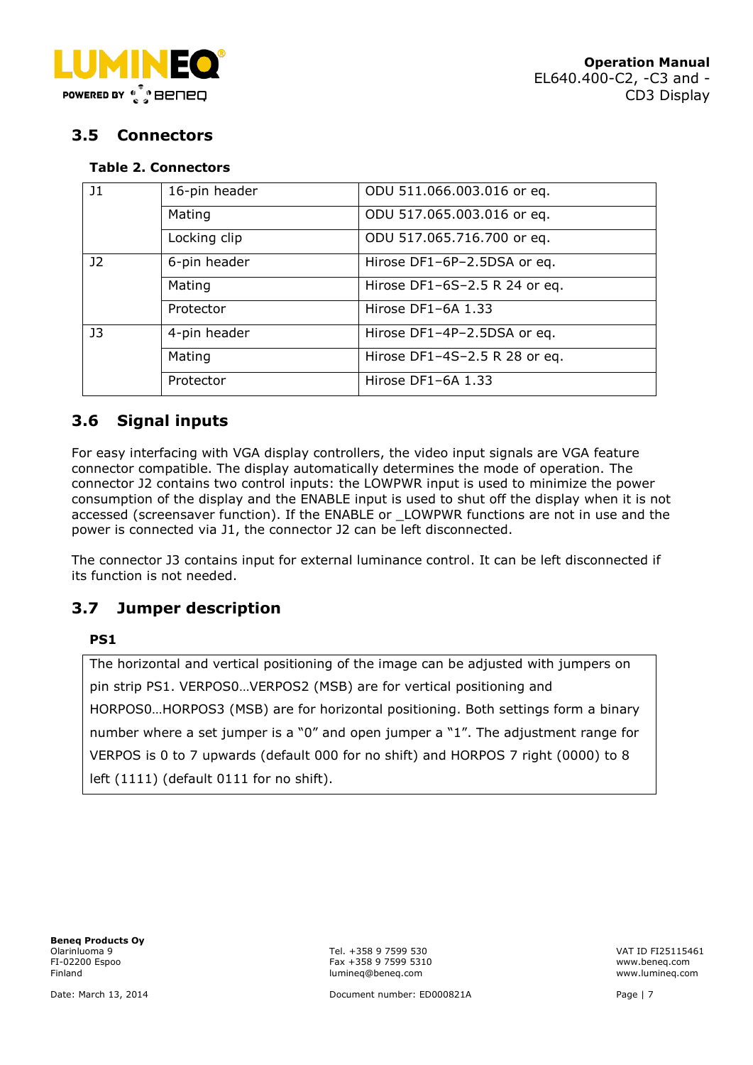## 3.5 Connectors

**Table 2. Connectors**

| | | |
|---|---|---|
| J1 | 16-pin header | ODU 511.066.003.016 or eq. |
| | Mating | ODU 517.065.003.016 or eq. |
| | Locking clip | ODU 517.065.716.700 or eq. |
| J2 | 6-pin header | Hirose DF1–6P–2.5DSA or eq. |
| | Mating | Hirose DF1–6S–2.5 R 24 or eq. |
| | Protector | Hirose DF1–6A 1.33 |
| J3 | 4-pin header | Hirose DF1–4P–2.5DSA or eq. |
| | Mating | Hirose DF1–4S–2.5 R 28 or eq. |
| | Protector | Hirose DF1–6A 1.33 |

## 3.6 Signal inputs

For easy interfacing with VGA display controllers, the video input signals are VGA feature connector compatible. The display automatically determines the mode of operation. The connector J2 contains two control inputs: the LOWPWR input is used to minimize the power consumption of the display and the ENABLE input is used to shut off the display when it is not accessed (screensaver function). If the ENABLE or _LOWPWR functions are not in use and the power is connected via J1, the connector J2 can be left disconnected.

The connector J3 contains input for external luminance control. It can be left disconnected if its function is not needed.

## 3.7 Jumper description

**PS1**

| |
|---|
| The horizontal and vertical positioning of the image can be adjusted with jumpers on pin strip PS1. VERPOS0…VERPOS2 (MSB) are for vertical positioning and HORPOS0…HORPOS3 (MSB) are for horizontal positioning. Both settings form a binary number where a set jumper is a "0" and open jumper a "1". The adjustment range for VERPOS is 0 to 7 upwards (default 000 for no shift) and HORPOS 7 right (0000) to 8 left (1111) (default 0111 for no shift). |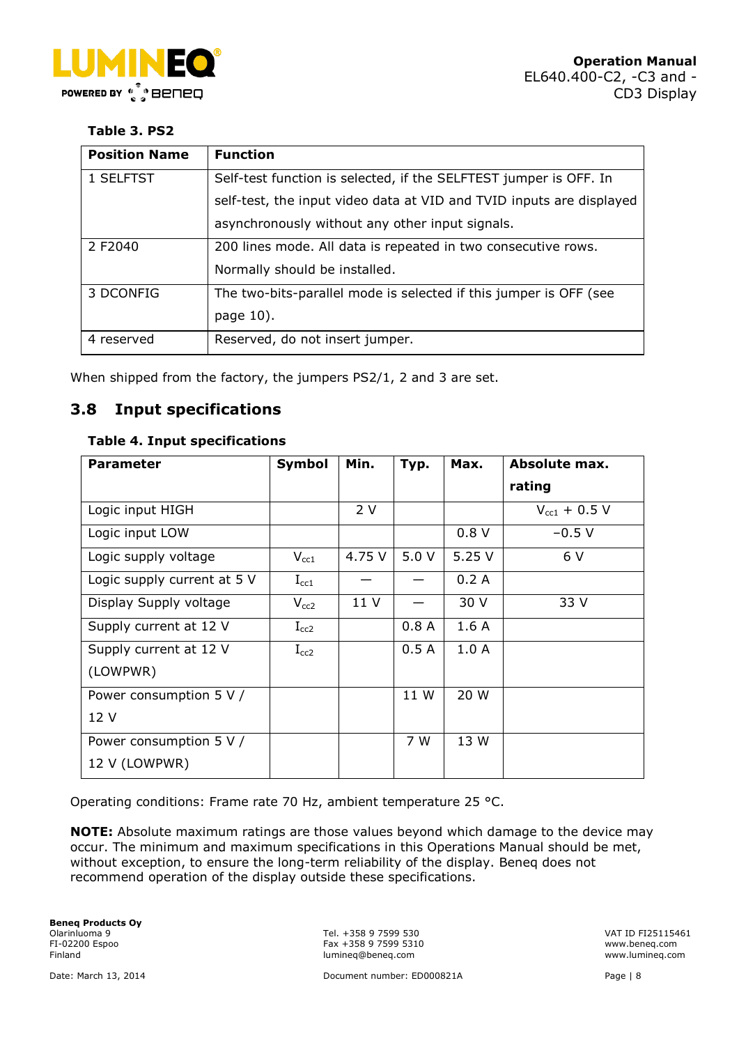**Table 3. PS2**

| Position Name | Function |
|---|---|
| 1 SELFTST | Self-test function is selected, if the SELFTEST jumper is OFF. In self-test, the input video data at VID and TVID inputs are displayed asynchronously without any other input signals. |
| 2 F2040 | 200 lines mode. All data is repeated in two consecutive rows. Normally should be installed. |
| 3 DCONFIG | The two-bits-parallel mode is selected if this jumper is OFF (see page 10). |
| 4 reserved | Reserved, do not insert jumper. |

When shipped from the factory, the jumpers PS2/1, 2 and 3 are set.

## 3.8 Input specifications

**Table 4. Input specifications**

| Parameter | Symbol | Min. | Typ. | Max. | Absolute max. rating |
|---|---|---|---|---|---|
| Logic input HIGH | | 2 V | | | $V_{cc1}$ + 0.5 V |
| Logic input LOW | | | | 0.8 V | −0.5 V |
| Logic supply voltage | $V_{cc1}$ | 4.75 V | 5.0 V | 5.25 V | 6 V |
| Logic supply current at 5 V | $I_{cc1}$ | — | — | 0.2 A | |
| Display Supply voltage | $V_{cc2}$ | 11 V | — | 30 V | 33 V |
| Supply current at 12 V | $I_{cc2}$ | | 0.8 A | 1.6 A | |
| Supply current at 12 V (LOWPWR) | $I_{cc2}$ | | 0.5 A | 1.0 A | |
| Power consumption 5 V / 12 V | | | 11 W | 20 W | |
| Power consumption 5 V / 12 V (LOWPWR) | | | 7 W | 13 W | |

Operating conditions: Frame rate 70 Hz, ambient temperature 25 °C.

**NOTE:** Absolute maximum ratings are those values beyond which damage to the device may occur. The minimum and maximum specifications in this Operations Manual should be met, without exception, to ensure the long-term reliability of the display. Beneq does not recommend operation of the display outside these specifications.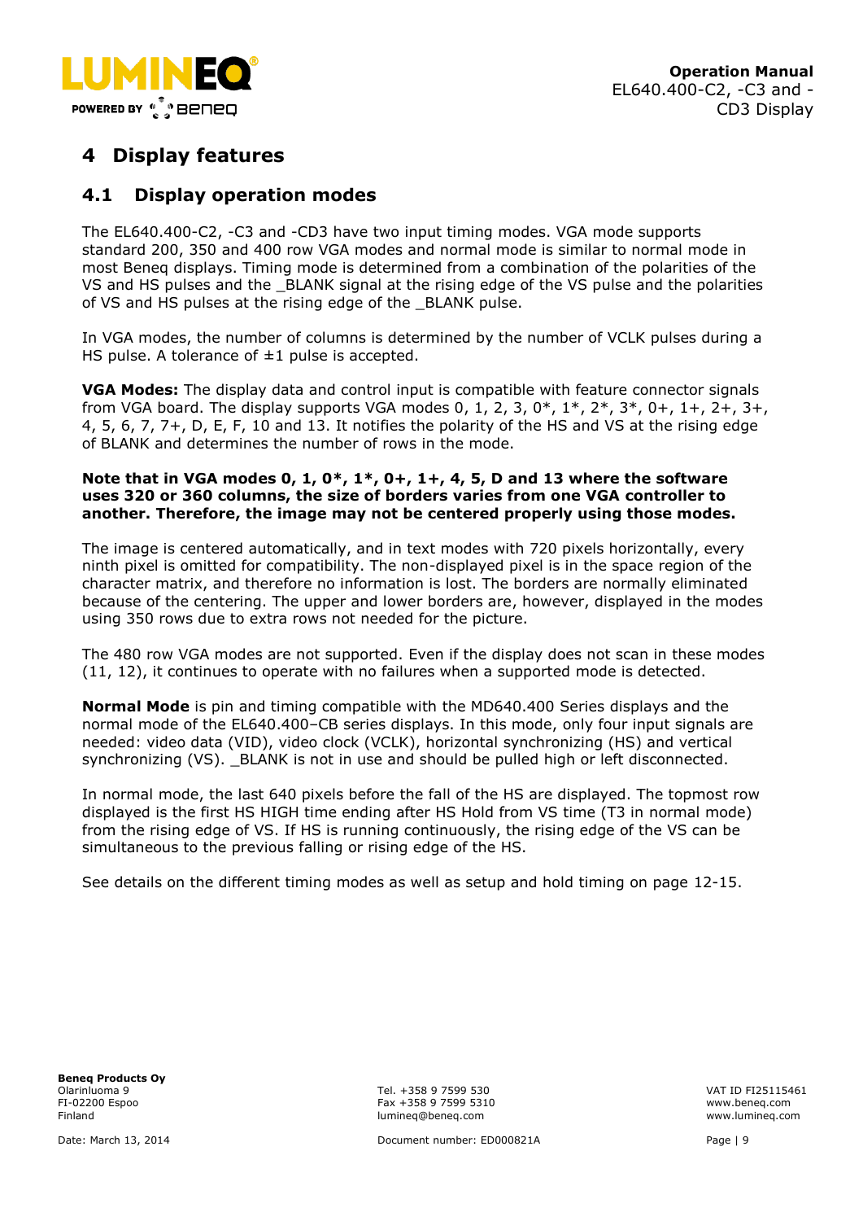# 4 Display features

## 4.1 Display operation modes

The EL640.400-C2, -C3 and -CD3 have two input timing modes. VGA mode supports standard 200, 350 and 400 row VGA modes and normal mode is similar to normal mode in most Beneq displays. Timing mode is determined from a combination of the polarities of the VS and HS pulses and the _BLANK signal at the rising edge of the VS pulse and the polarities of VS and HS pulses at the rising edge of the _BLANK pulse.

In VGA modes, the number of columns is determined by the number of VCLK pulses during a HS pulse. A tolerance of ±1 pulse is accepted.

**VGA Modes:** The display data and control input is compatible with feature connector signals from VGA board. The display supports VGA modes 0, 1, 2, 3, 0*, 1*, 2*, 3*, 0+, 1+, 2+, 3+, 4, 5, 6, 7, 7+, D, E, F, 10 and 13. It notifies the polarity of the HS and VS at the rising edge of BLANK and determines the number of rows in the mode.

**Note that in VGA modes 0, 1, 0*, 1*, 0+, 1+, 4, 5, D and 13 where the software uses 320 or 360 columns, the size of borders varies from one VGA controller to another. Therefore, the image may not be centered properly using those modes.**

The image is centered automatically, and in text modes with 720 pixels horizontally, every ninth pixel is omitted for compatibility. The non-displayed pixel is in the space region of the character matrix, and therefore no information is lost. The borders are normally eliminated because of the centering. The upper and lower borders are, however, displayed in the modes using 350 rows due to extra rows not needed for the picture.

The 480 row VGA modes are not supported. Even if the display does not scan in these modes (11, 12), it continues to operate with no failures when a supported mode is detected.

**Normal Mode** is pin and timing compatible with the MD640.400 Series displays and the normal mode of the EL640.400–CB series displays. In this mode, only four input signals are needed: video data (VID), video clock (VCLK), horizontal synchronizing (HS) and vertical synchronizing (VS). _BLANK is not in use and should be pulled high or left disconnected.

In normal mode, the last 640 pixels before the fall of the HS are displayed. The topmost row displayed is the first HS HIGH time ending after HS Hold from VS time (T3 in normal mode) from the rising edge of VS. If HS is running continuously, the rising edge of the VS can be simultaneous to the previous falling or rising edge of the HS.

See details on the different timing modes as well as setup and hold timing on page 12-15.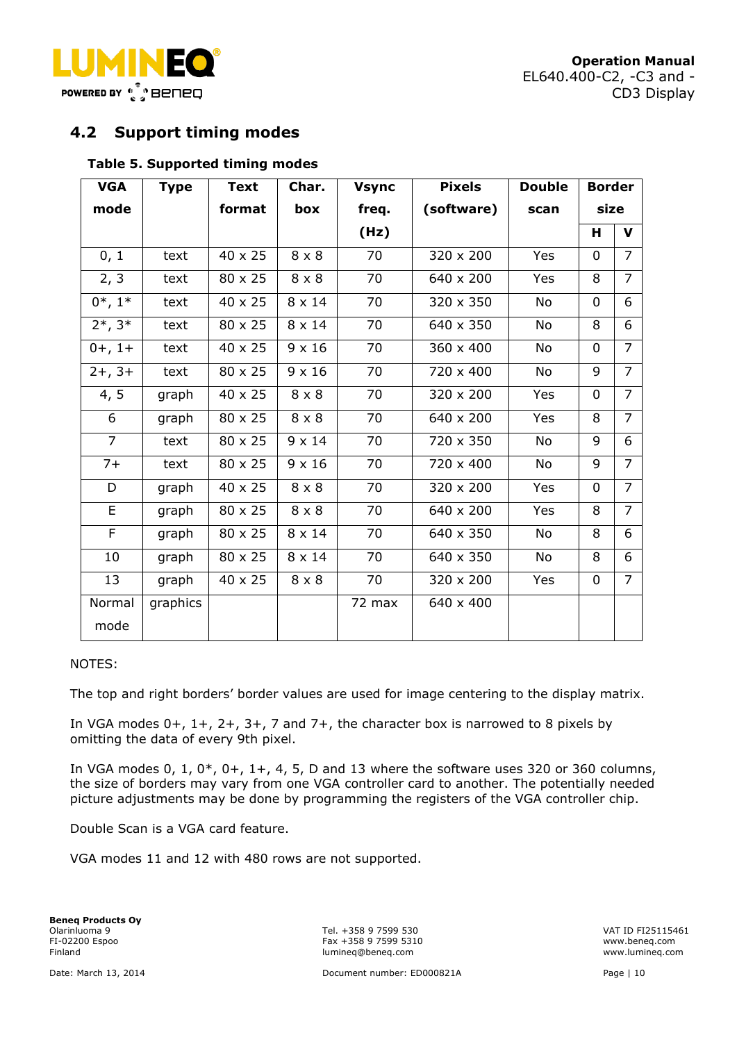## 4.2 Support timing modes

**Table 5. Supported timing modes**

| VGA mode | Type | Text format | Char. box | Vsync freq. (Hz) | Pixels (software) | Double scan | Border size | |
|---|---|---|---|---|---|---|---|---|
| | | | | | | | H | V |
| 0, 1 | text | 40 x 25 | 8 x 8 | 70 | 320 x 200 | Yes | 0 | 7 |
| 2, 3 | text | 80 x 25 | 8 x 8 | 70 | 640 x 200 | Yes | 8 | 7 |
| 0*, 1* | text | 40 x 25 | 8 x 14 | 70 | 320 x 350 | No | 0 | 6 |
| 2*, 3* | text | 80 x 25 | 8 x 14 | 70 | 640 x 350 | No | 8 | 6 |
| 0+, 1+ | text | 40 x 25 | 9 x 16 | 70 | 360 x 400 | No | 0 | 7 |
| 2+, 3+ | text | 80 x 25 | 9 x 16 | 70 | 720 x 400 | No | 9 | 7 |
| 4, 5 | graph | 40 x 25 | 8 x 8 | 70 | 320 x 200 | Yes | 0 | 7 |
| 6 | graph | 80 x 25 | 8 x 8 | 70 | 640 x 200 | Yes | 8 | 7 |
| 7 | text | 80 x 25 | 9 x 14 | 70 | 720 x 350 | No | 9 | 6 |
| 7+ | text | 80 x 25 | 9 x 16 | 70 | 720 x 400 | No | 9 | 7 |
| D | graph | 40 x 25 | 8 x 8 | 70 | 320 x 200 | Yes | 0 | 7 |
| E | graph | 80 x 25 | 8 x 8 | 70 | 640 x 200 | Yes | 8 | 7 |
| F | graph | 80 x 25 | 8 x 14 | 70 | 640 x 350 | No | 8 | 6 |
| 10 | graph | 80 x 25 | 8 x 14 | 70 | 640 x 350 | No | 8 | 6 |
| 13 | graph | 40 x 25 | 8 x 8 | 70 | 320 x 200 | Yes | 0 | 7 |
| Normal mode | graphics | | | 72 max | 640 x 400 | | | |

NOTES:

The top and right borders' border values are used for image centering to the display matrix.

In VGA modes 0+, 1+, 2+, 3+, 7 and 7+, the character box is narrowed to 8 pixels by omitting the data of every 9th pixel.

In VGA modes 0, 1, 0*, 0+, 1+, 4, 5, D and 13 where the software uses 320 or 360 columns, the size of borders may vary from one VGA controller card to another. The potentially needed picture adjustments may be done by programming the registers of the VGA controller chip.

Double Scan is a VGA card feature.

VGA modes 11 and 12 with 480 rows are not supported.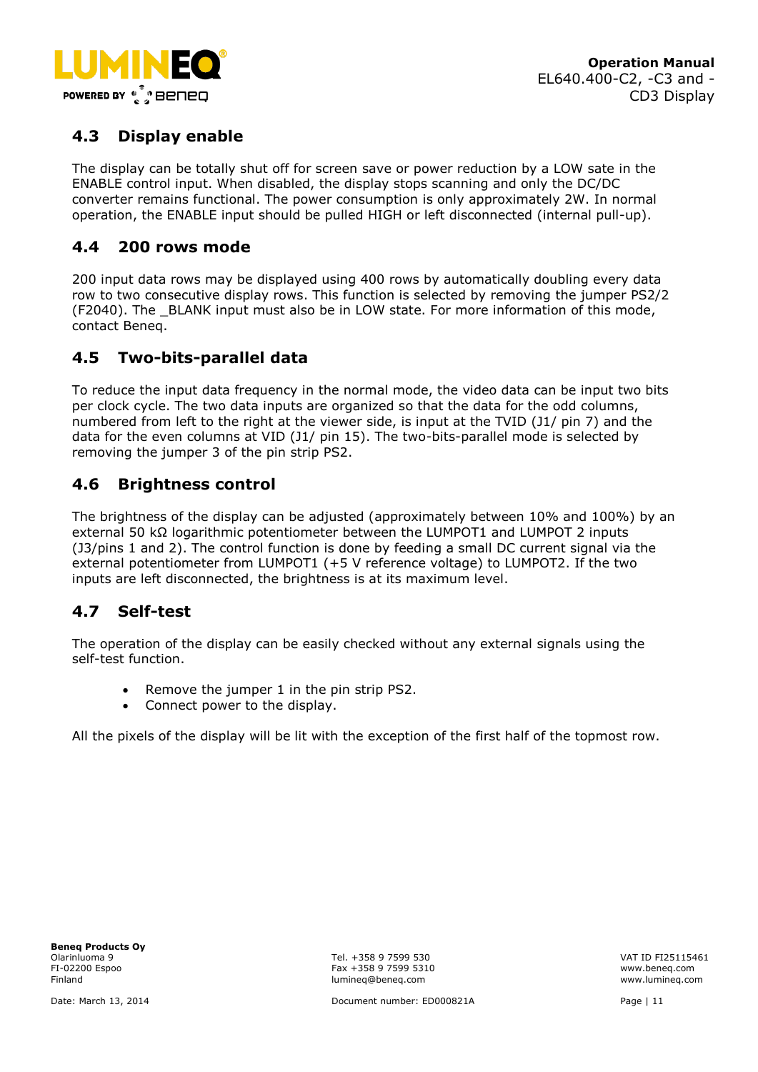## 4.3 Display enable

The display can be totally shut off for screen save or power reduction by a LOW sate in the ENABLE control input. When disabled, the display stops scanning and only the DC/DC converter remains functional. The power consumption is only approximately 2W. In normal operation, the ENABLE input should be pulled HIGH or left disconnected (internal pull-up).

## 4.4 200 rows mode

200 input data rows may be displayed using 400 rows by automatically doubling every data row to two consecutive display rows. This function is selected by removing the jumper PS2/2 (F2040). The _BLANK input must also be in LOW state. For more information of this mode, contact Beneq.

## 4.5 Two-bits-parallel data

To reduce the input data frequency in the normal mode, the video data can be input two bits per clock cycle. The two data inputs are organized so that the data for the odd columns, numbered from left to the right at the viewer side, is input at the TVID (J1/ pin 7) and the data for the even columns at VID (J1/ pin 15). The two-bits-parallel mode is selected by removing the jumper 3 of the pin strip PS2.

## 4.6 Brightness control

The brightness of the display can be adjusted (approximately between 10% and 100%) by an external 50 kΩ logarithmic potentiometer between the LUMPOT1 and LUMPOT 2 inputs (J3/pins 1 and 2). The control function is done by feeding a small DC current signal via the external potentiometer from LUMPOT1 (+5 V reference voltage) to LUMPOT2. If the two inputs are left disconnected, the brightness is at its maximum level.

## 4.7 Self-test

The operation of the display can be easily checked without any external signals using the self-test function.

- Remove the jumper 1 in the pin strip PS2.
- Connect power to the display.

All the pixels of the display will be lit with the exception of the first half of the topmost row.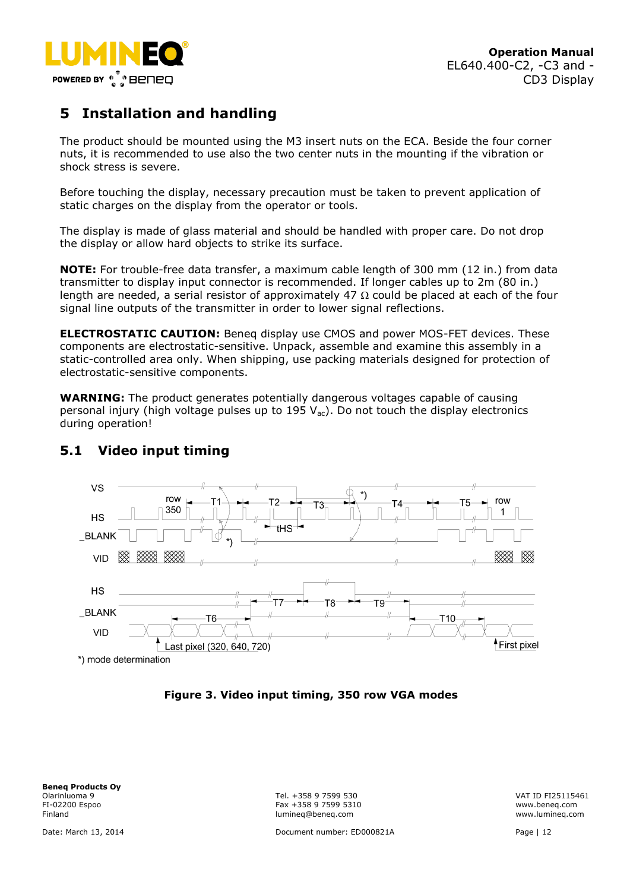# 5 Installation and handling

The product should be mounted using the M3 insert nuts on the ECA. Beside the four corner nuts, it is recommended to use also the two center nuts in the mounting if the vibration or shock stress is severe.

Before touching the display, necessary precaution must be taken to prevent application of static charges on the display from the operator or tools.

The display is made of glass material and should be handled with proper care. Do not drop the display or allow hard objects to strike its surface.

**NOTE:** For trouble-free data transfer, a maximum cable length of 300 mm (12 in.) from data transmitter to display input connector is recommended. If longer cables up to 2m (80 in.) length are needed, a serial resistor of approximately 47 Ω could be placed at each of the four signal line outputs of the transmitter in order to lower signal reflections.

**ELECTROSTATIC CAUTION:** Beneq display use CMOS and power MOS-FET devices. These components are electrostatic-sensitive. Unpack, assemble and examine this assembly in a static-controlled area only. When shipping, use packing materials designed for protection of electrostatic-sensitive components.

**WARNING:** The product generates potentially dangerous voltages capable of causing personal injury (high voltage pulses up to 195 $V_{ac}$). Do not touch the display electronics during operation!

## 5.1 Video input timing

VS, HS, _BLANK, VID — row 350, T1, T2, T3, T4, T5, row 1, tHS, *)

HS, _BLANK, VID — T6, T7, T8, T9, T10, Last pixel (320, 640, 720), First pixel

*) mode determination

**Figure 3. Video input timing, 350 row VGA modes**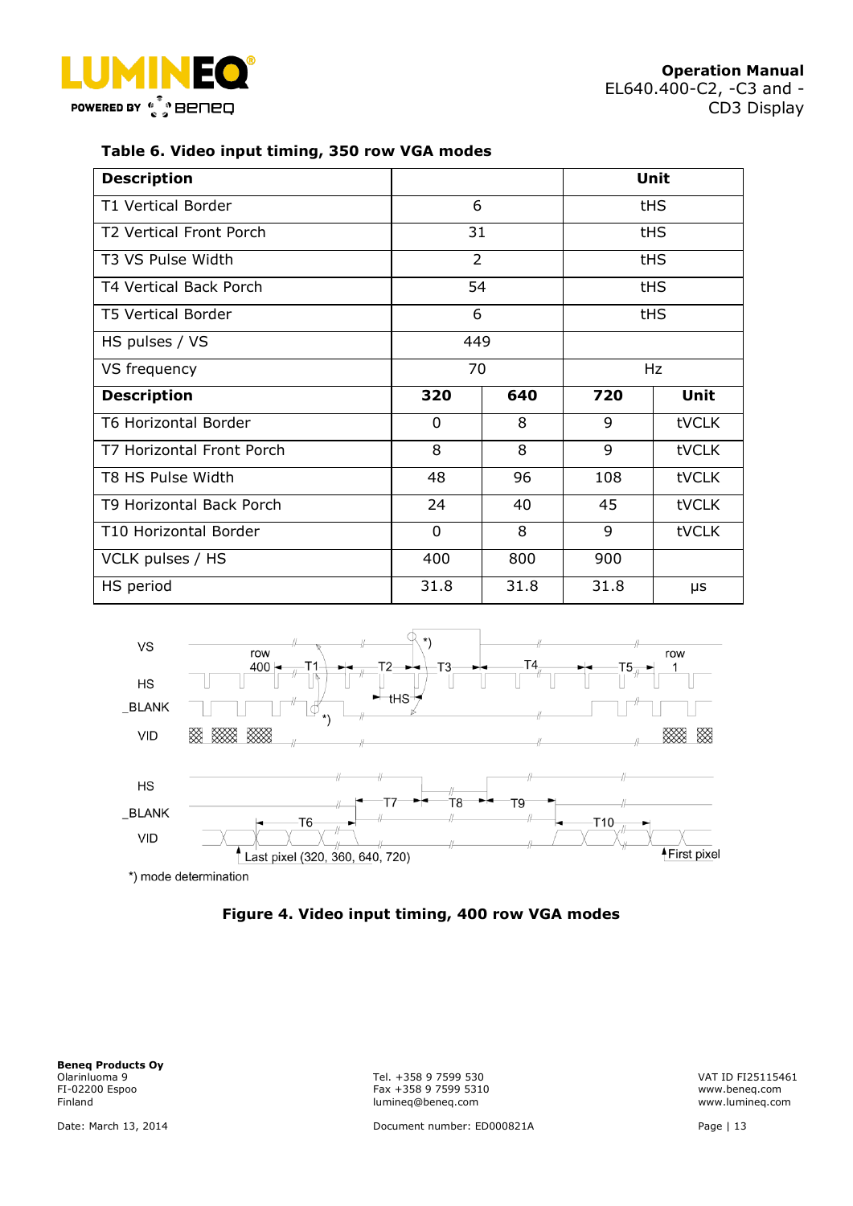**Table 6. Video input timing, 350 row VGA modes**

| Description | | | Unit | |
|---|---|---|---|---|
| T1 Vertical Border | 6 | | tHS | |
| T2 Vertical Front Porch | 31 | | tHS | |
| T3 VS Pulse Width | 2 | | tHS | |
| T4 Vertical Back Porch | 54 | | tHS | |
| T5 Vertical Border | 6 | | tHS | |
| HS pulses / VS | 449 | | | |
| VS frequency | 70 | | Hz | |
| **Description** | **320** | **640** | **720** | **Unit** |
| T6 Horizontal Border | 0 | 8 | 9 | tVCLK |
| T7 Horizontal Front Porch | 8 | 8 | 9 | tVCLK |
| T8 HS Pulse Width | 48 | 96 | 108 | tVCLK |
| T9 Horizontal Back Porch | 24 | 40 | 45 | tVCLK |
| T10 Horizontal Border | 0 | 8 | 9 | tVCLK |
| VCLK pulses / HS | 400 | 800 | 900 | |
| HS period | 31.8 | 31.8 | 31.8 | µs |

*) mode determination

**Figure 4. Video input timing, 400 row VGA modes**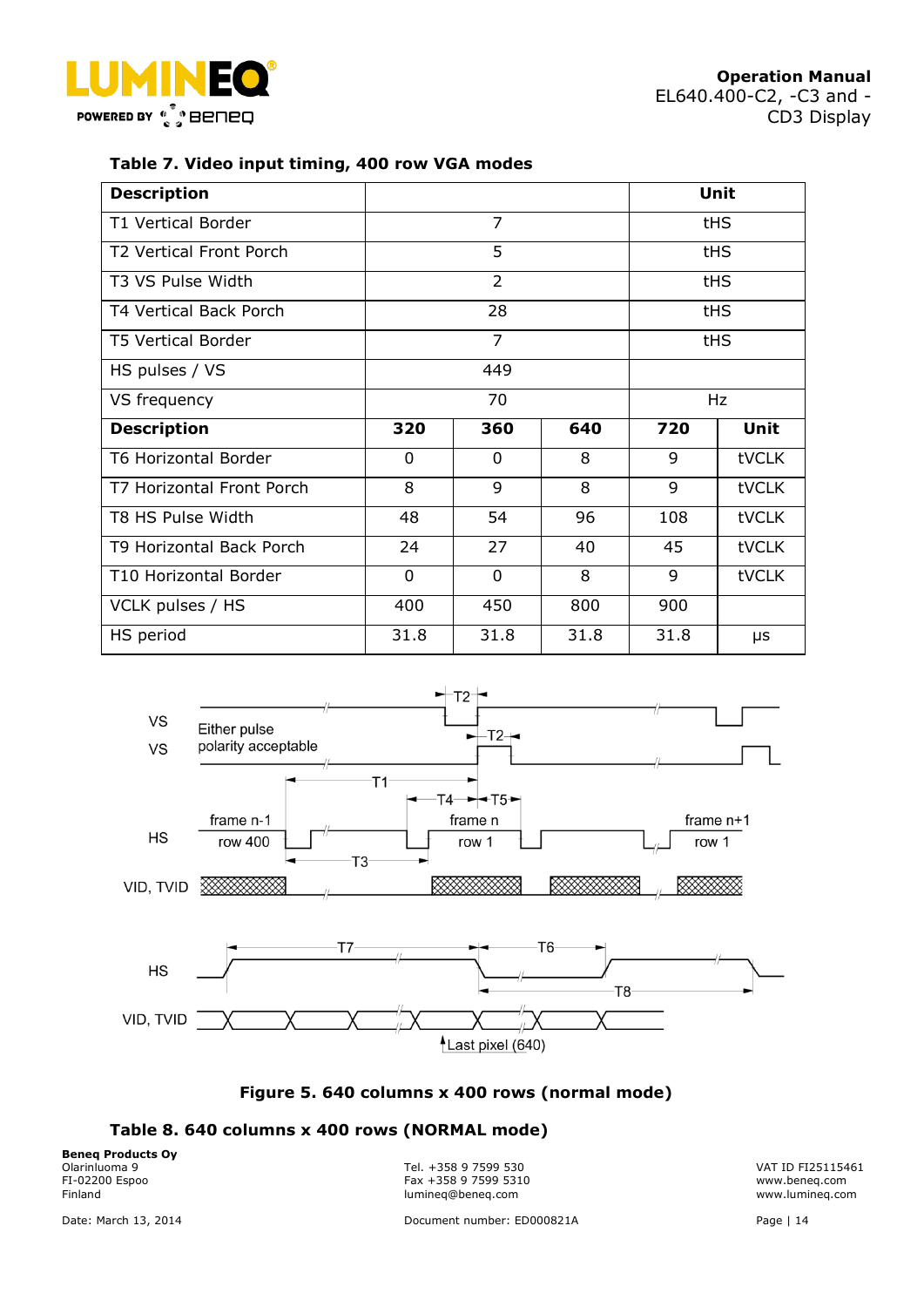**Table 7. Video input timing, 400 row VGA modes**

| Description | | | | | Unit |
|---|---|---|---|---|---|
| T1 Vertical Border | 7 | | | | tHS |
| T2 Vertical Front Porch | 5 | | | | tHS |
| T3 VS Pulse Width | 2 | | | | tHS |
| T4 Vertical Back Porch | 28 | | | | tHS |
| T5 Vertical Border | 7 | | | | tHS |
| HS pulses / VS | 449 | | | | |
| VS frequency | 70 | | | | Hz |
| **Description** | **320** | **360** | **640** | **720** | **Unit** |
| T6 Horizontal Border | 0 | 0 | 8 | 9 | tVCLK |
| T7 Horizontal Front Porch | 8 | 9 | 8 | 9 | tVCLK |
| T8 HS Pulse Width | 48 | 54 | 96 | 108 | tVCLK |
| T9 Horizontal Back Porch | 24 | 27 | 40 | 45 | tVCLK |
| T10 Horizontal Border | 0 | 0 | 8 | 9 | tVCLK |
| VCLK pulses / HS | 400 | 450 | 800 | 900 | |
| HS period | 31.8 | 31.8 | 31.8 | 31.8 | µs |

**Figure 5. 640 columns x 400 rows (normal mode)**

**Table 8. 640 columns x 400 rows (NORMAL mode)**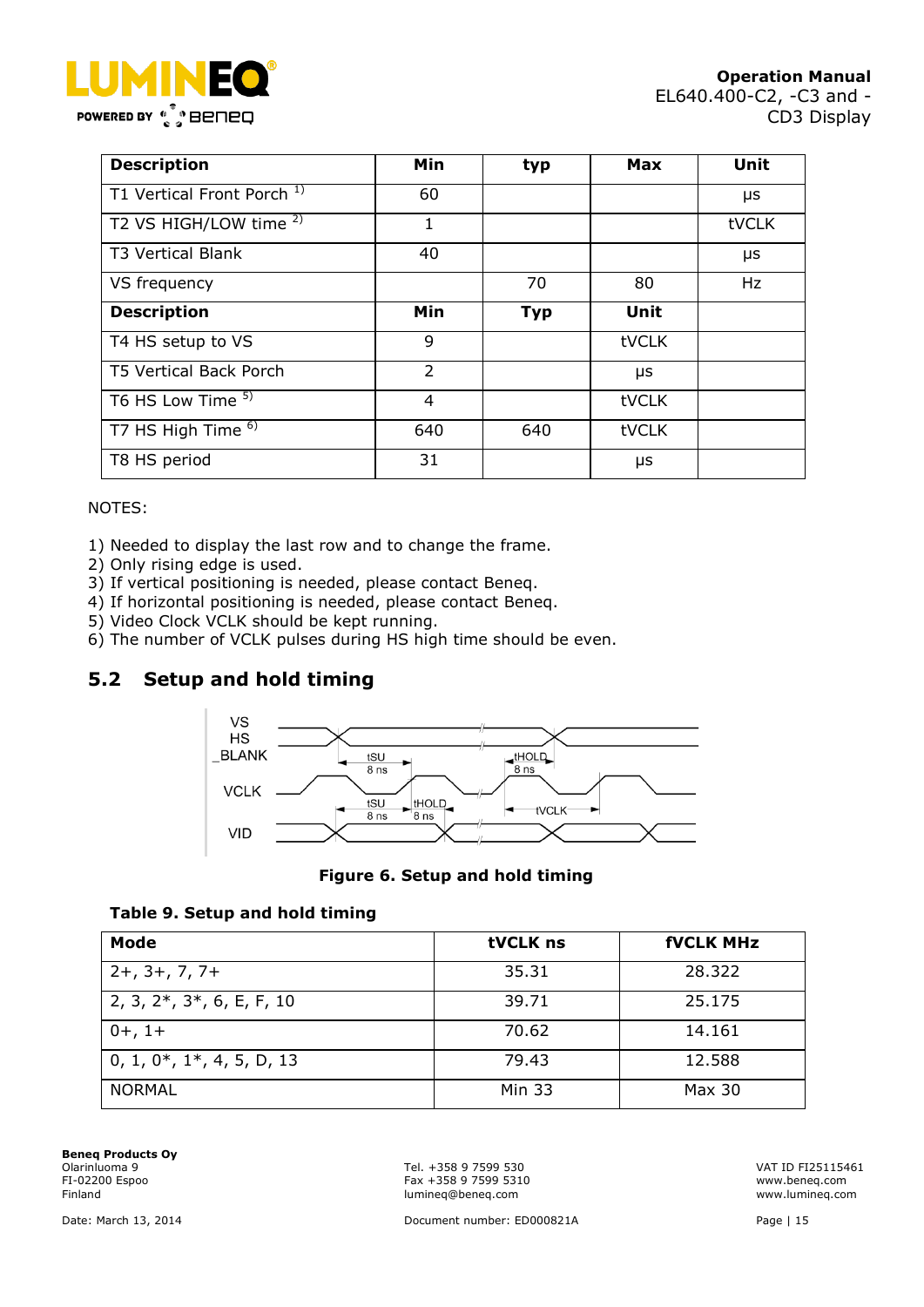| Description | Min | typ | Max | Unit |
| --- | --- | --- | --- | --- |
| T1 Vertical Front Porch [1) ] | 60 | | | µs |
| T2 VS HIGH/LOW time [2) ] | 1 | | | tVCLK |
| T3 Vertical Blank | 40 | | | µs |
| VS frequency | | 70 | 80 | Hz |
| **Description** | **Min** | **Typ** | **Unit** | |
| T4 HS setup to VS | 9 | | tVCLK | |
| T5 Vertical Back Porch | 2 | | µs | |
| T6 HS Low Time [5) ] | 4 | | tVCLK | |
| T7 HS High Time [6) ] | 640 | 640 | tVCLK | |
| T8 HS period | 31 | | µs | |

NOTES:

1) Needed to display the last row and to change the frame.
2) Only rising edge is used.
3) If vertical positioning is needed, please contact Beneq.
4) If horizontal positioning is needed, please contact Beneq.
5) Video Clock VCLK should be kept running.
6) The number of VCLK pulses during HS high time should be even.

## 5.2 Setup and hold timing

**Figure 6. Setup and hold timing**

**Table 9. Setup and hold timing**

| Mode | tVCLK ns | fVCLK MHz |
| --- | --- | --- |
| 2+, 3+, 7, 7+ | 35.31 | 28.322 |
| 2, 3, 2*, 3*, 6, E, F, 10 | 39.71 | 25.175 |
| 0+, 1+ | 70.62 | 14.161 |
| 0, 1, 0*, 1*, 4, 5, D, 13 | 79.43 | 12.588 |
| NORMAL | Min 33 | Max 30 |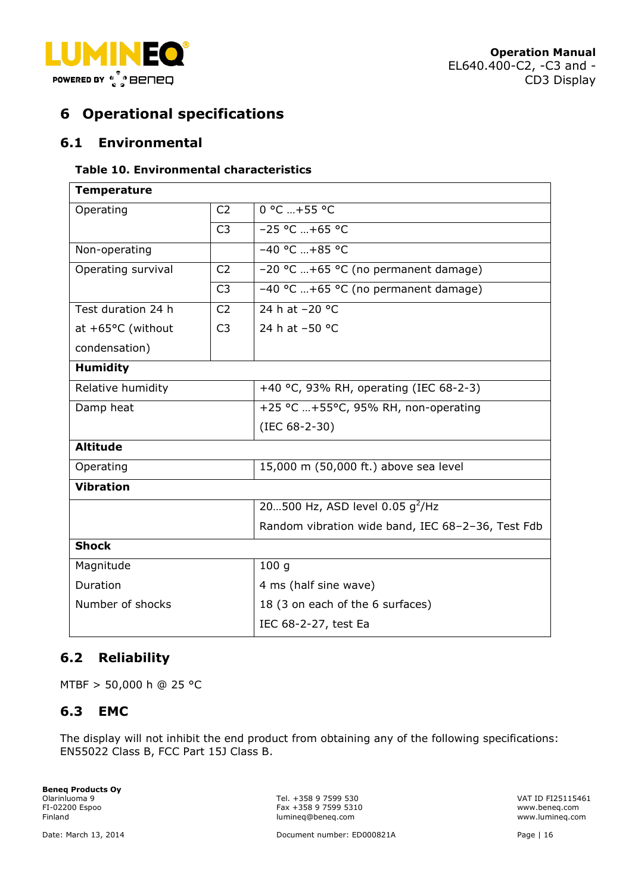## 6 Operational specifications

### 6.1 Environmental

**Table 10. Environmental characteristics**

| **Temperature** | | |
|---|---|---|
| Operating | C2 | 0 °C …+55 °C |
| | C3 | −25 °C …+65 °C |
| Non-operating | | −40 °C …+85 °C |
| Operating survival | C2 | −20 °C …+65 °C (no permanent damage) |
| | C3 | −40 °C …+65 °C (no permanent damage) |
| Test duration 24 h at +65°C (without condensation) | C2<br>C3 | 24 h at −20 °C<br>24 h at −50 °C |
| **Humidity** | | |
| Relative humidity | | +40 °C, 93% RH, operating (IEC 68-2-3) |
| Damp heat | | +25 °C …+55°C, 95% RH, non-operating (IEC 68-2-30) |
| **Altitude** | | |
| Operating | | 15,000 m (50,000 ft.) above sea level |
| **Vibration** | | |
| | | 20…500 Hz, ASD level 0.05 $g^2$/Hz<br>Random vibration wide band, IEC 68–2–36, Test Fdb |
| **Shock** | | |
| Magnitude<br>Duration<br>Number of shocks | | 100 g<br>4 ms (half sine wave)<br>18 (3 on each of the 6 surfaces)<br>IEC 68-2-27, test Ea |

### 6.2 Reliability

MTBF > 50,000 h @ 25 °C

### 6.3 EMC

The display will not inhibit the end product from obtaining any of the following specifications: EN55022 Class B, FCC Part 15J Class B.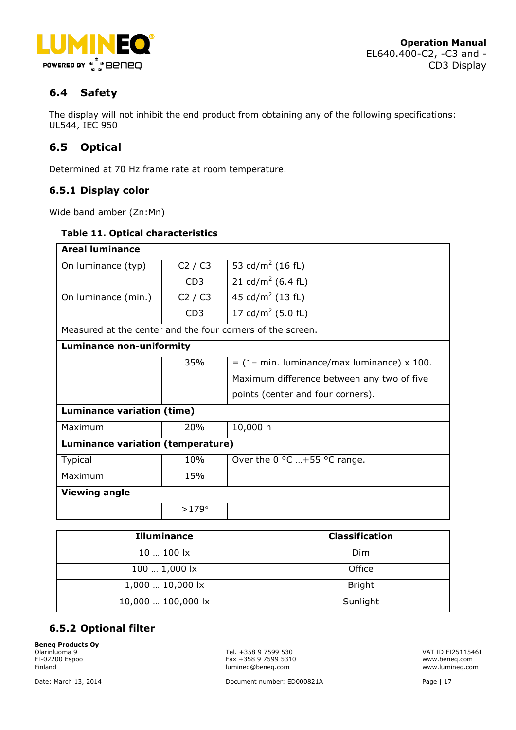## 6.4 Safety

The display will not inhibit the end product from obtaining any of the following specifications: UL544, IEC 950

## 6.5 Optical

Determined at 70 Hz frame rate at room temperature.

### 6.5.1 Display color

Wide band amber (Zn:Mn)

**Table 11. Optical characteristics**

| **Areal luminance** | | |
|---|---|---|
| On luminance (typ) | C2 / C3 | 53 cd/m$^2$ (16 fL) |
| | CD3 | 21 cd/m$^2$ (6.4 fL) |
| On luminance (min.) | C2 / C3 | 45 cd/m$^2$ (13 fL) |
| | CD3 | 17 cd/m$^2$ (5.0 fL) |
| Measured at the center and the four corners of the screen. | | |
| **Luminance non-uniformity** | | |
| | 35% | = (1– min. luminance/max luminance) x 100. Maximum difference between any two of five points (center and four corners). |
| **Luminance variation (time)** | | |
| Maximum | 20% | 10,000 h |
| **Luminance variation (temperature)** | | |
| Typical | 10% | Over the 0 °C …+55 °C range. |
| Maximum | 15% | |
| **Viewing angle** | | |
| | >179° | |

| Illuminance | Classification |
|---|---|
| 10 … 100 lx | Dim |
| 100 … 1,000 lx | Office |
| 1,000 … 10,000 lx | Bright |
| 10,000 … 100,000 lx | Sunlight |

### 6.5.2 Optional filter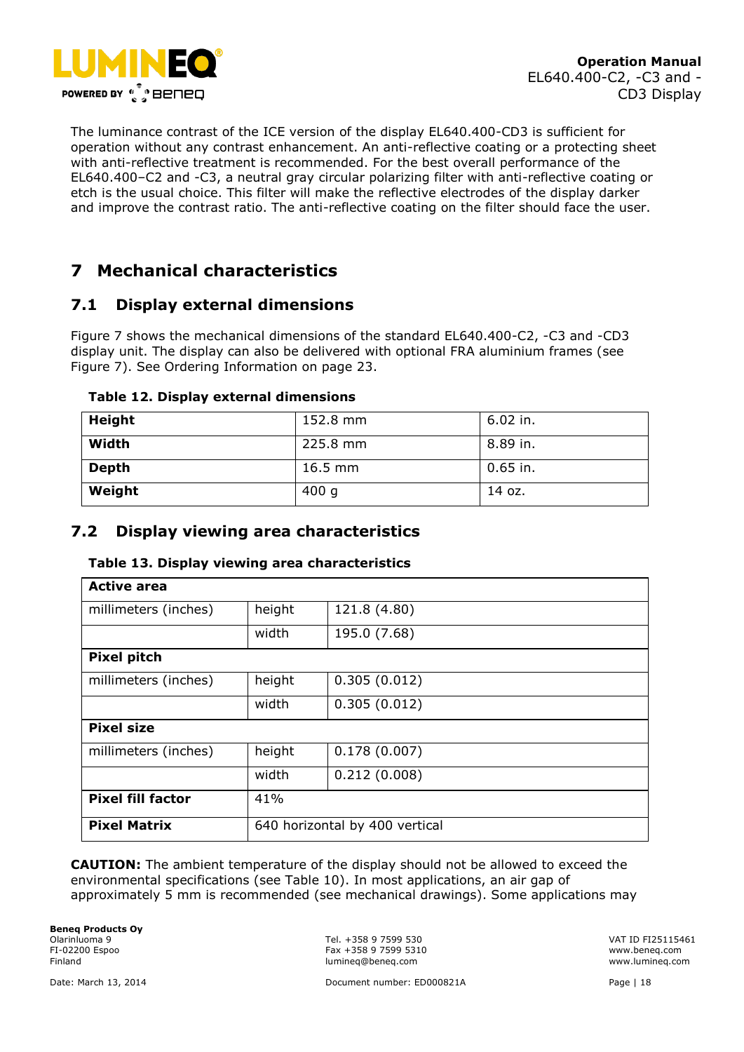The luminance contrast of the ICE version of the display EL640.400-CD3 is sufficient for operation without any contrast enhancement. An anti-reflective coating or a protecting sheet with anti-reflective treatment is recommended. For the best overall performance of the EL640.400–C2 and -C3, a neutral gray circular polarizing filter with anti-reflective coating or etch is the usual choice. This filter will make the reflective electrodes of the display darker and improve the contrast ratio. The anti-reflective coating on the filter should face the user.

# 7 Mechanical characteristics

## 7.1 Display external dimensions

Figure 7 shows the mechanical dimensions of the standard EL640.400-C2, -C3 and -CD3 display unit. The display can also be delivered with optional FRA aluminium frames (see Figure 7). See Ordering Information on page 23.

**Table 12. Display external dimensions**

| | | |
|---|---|---|
| **Height** | 152.8 mm | 6.02 in. |
| **Width** | 225.8 mm | 8.89 in. |
| **Depth** | 16.5 mm | 0.65 in. |
| **Weight** | 400 g | 14 oz. |

## 7.2 Display viewing area characteristics

**Table 13. Display viewing area characteristics**

| **Active area** | | |
|---|---|---|
| millimeters (inches) | height | 121.8 (4.80) |
| | width | 195.0 (7.68) |
| **Pixel pitch** | | |
| millimeters (inches) | height | 0.305 (0.012) |
| | width | 0.305 (0.012) |
| **Pixel size** | | |
| millimeters (inches) | height | 0.178 (0.007) |
| | width | 0.212 (0.008) |
| **Pixel fill factor** | 41% | |
| **Pixel Matrix** | 640 horizontal by 400 vertical | |

**CAUTION:** The ambient temperature of the display should not be allowed to exceed the environmental specifications (see Table 10). In most applications, an air gap of approximately 5 mm is recommended (see mechanical drawings). Some applications may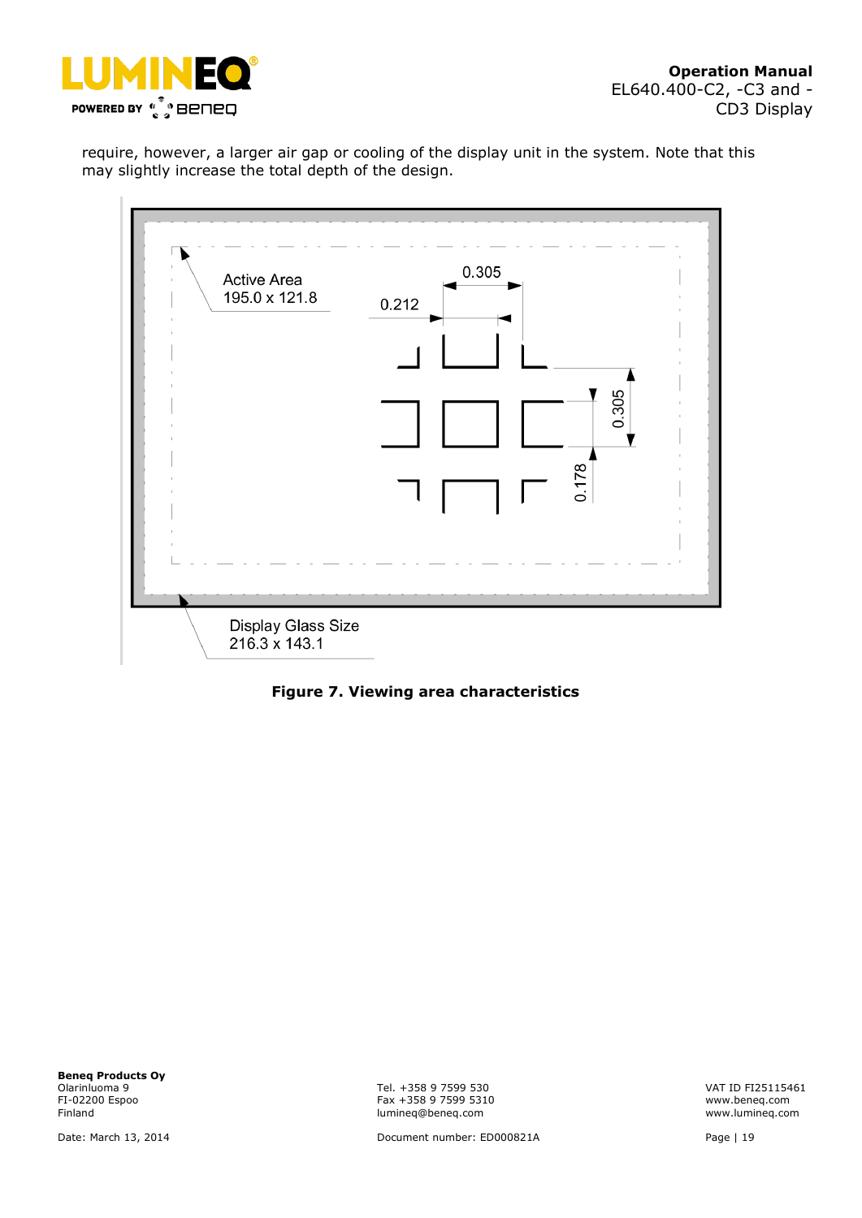require, however, a larger air gap or cooling of the display unit in the system. Note that this may slightly increase the total depth of the design.

Active Area
195.0 x 121.8

0.305

0.212

0.305

0.178

Display Glass Size
216.3 x 143.1

**Figure 7. Viewing area characteristics**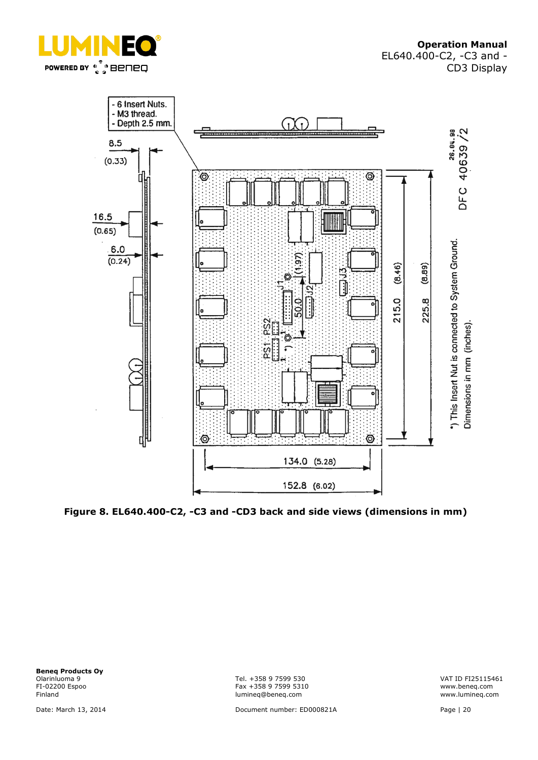Figure 8. EL640.400-C2, -C3 and -CD3 back and side views (dimensions in mm)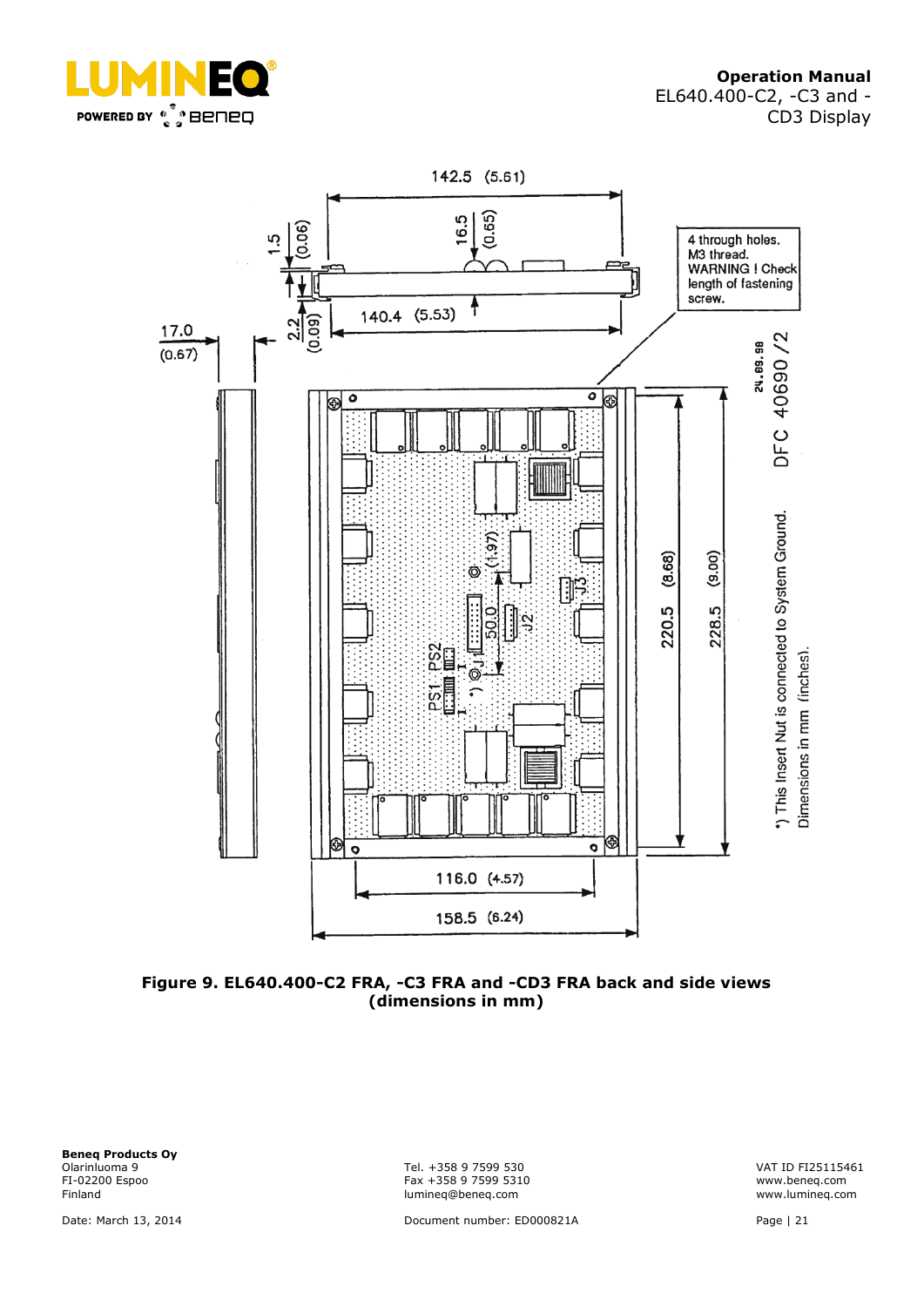142.5 (5.61)

1.5 (0.06)

16.5 (0.65)

4 through holes. M3 thread. WARNING ! Check length of fastening screw.

17.0 (0.67)

2.2 (0.09)

140.4 (5.53)

DFC 40690 /2

24.09.98

50.0 (1.97)

220.5 (8.68)

228.5 (9.00)

PS1 PS2

J1 J2 J3

*) This Insert Nut is connected to System Ground.

Dimensions in mm (inches).

116.0 (4.57)

158.5 (6.24)

**Figure 9. EL640.400-C2 FRA, -C3 FRA and -CD3 FRA back and side views (dimensions in mm)**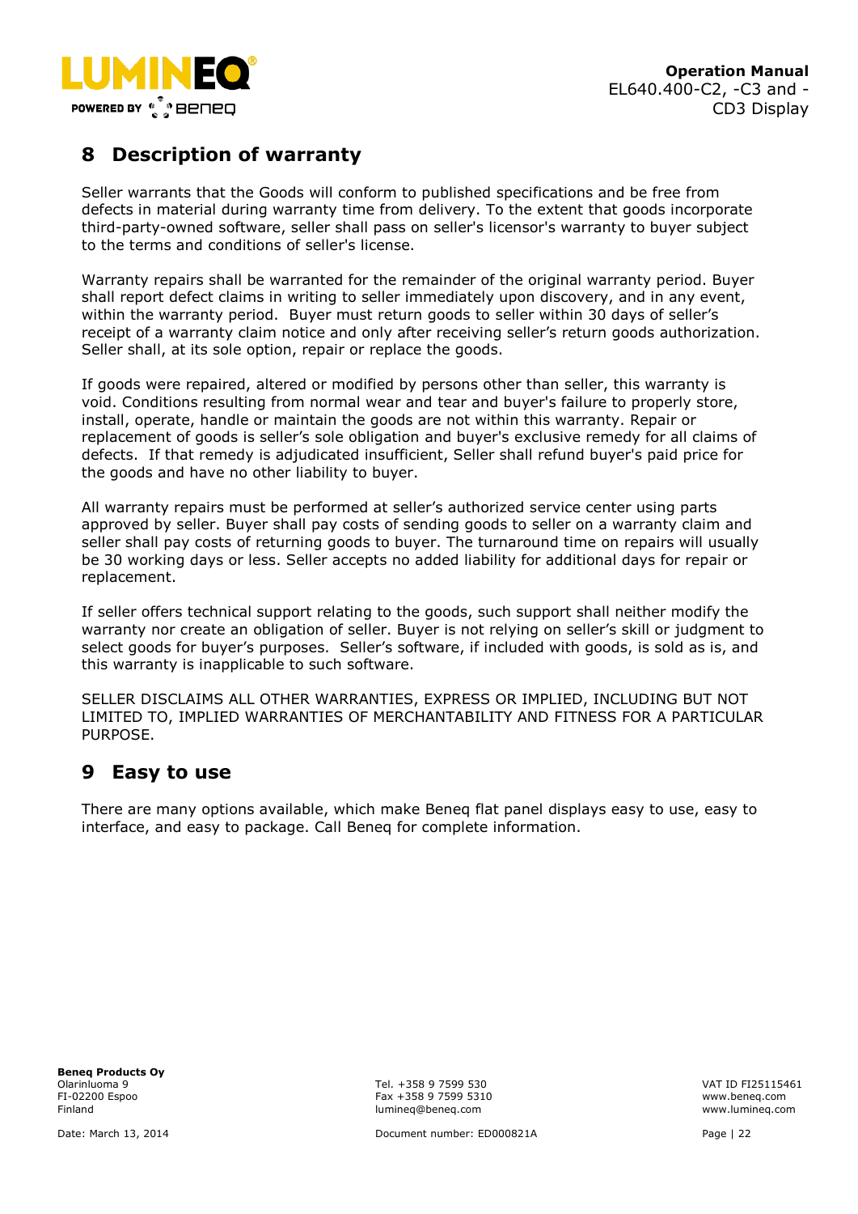## 8 Description of warranty

Seller warrants that the Goods will conform to published specifications and be free from defects in material during warranty time from delivery. To the extent that goods incorporate third-party-owned software, seller shall pass on seller's licensor's warranty to buyer subject to the terms and conditions of seller's license.

Warranty repairs shall be warranted for the remainder of the original warranty period. Buyer shall report defect claims in writing to seller immediately upon discovery, and in any event, within the warranty period. Buyer must return goods to seller within 30 days of seller's receipt of a warranty claim notice and only after receiving seller's return goods authorization. Seller shall, at its sole option, repair or replace the goods.

If goods were repaired, altered or modified by persons other than seller, this warranty is void. Conditions resulting from normal wear and tear and buyer's failure to properly store, install, operate, handle or maintain the goods are not within this warranty. Repair or replacement of goods is seller's sole obligation and buyer's exclusive remedy for all claims of defects. If that remedy is adjudicated insufficient, Seller shall refund buyer's paid price for the goods and have no other liability to buyer.

All warranty repairs must be performed at seller's authorized service center using parts approved by seller. Buyer shall pay costs of sending goods to seller on a warranty claim and seller shall pay costs of returning goods to buyer. The turnaround time on repairs will usually be 30 working days or less. Seller accepts no added liability for additional days for repair or replacement.

If seller offers technical support relating to the goods, such support shall neither modify the warranty nor create an obligation of seller. Buyer is not relying on seller's skill or judgment to select goods for buyer's purposes. Seller's software, if included with goods, is sold as is, and this warranty is inapplicable to such software.

SELLER DISCLAIMS ALL OTHER WARRANTIES, EXPRESS OR IMPLIED, INCLUDING BUT NOT LIMITED TO, IMPLIED WARRANTIES OF MERCHANTABILITY AND FITNESS FOR A PARTICULAR PURPOSE.

## 9 Easy to use

There are many options available, which make Beneq flat panel displays easy to use, easy to interface, and easy to package. Call Beneq for complete information.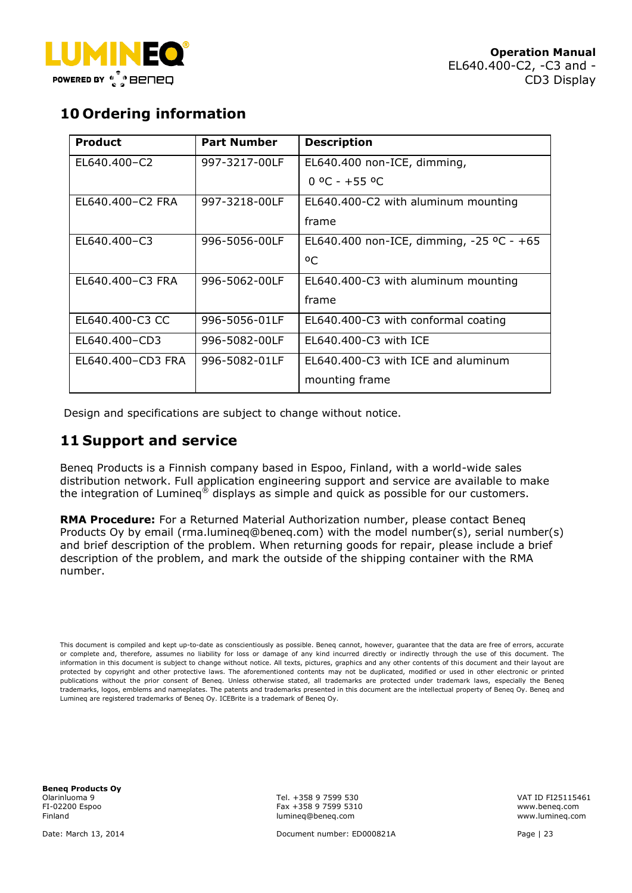# 10 Ordering information

| Product | Part Number | Description |
|---|---|---|
| EL640.400–C2 | 997-3217-00LF | EL640.400 non-ICE, dimming, 0 ºC - +55 ºC |
| EL640.400–C2 FRA | 997-3218-00LF | EL640.400-C2 with aluminum mounting frame |
| EL640.400–C3 | 996-5056-00LF | EL640.400 non-ICE, dimming, -25 ºC - +65 ºC |
| EL640.400–C3 FRA | 996-5062-00LF | EL640.400-C3 with aluminum mounting frame |
| EL640.400-C3 CC | 996-5056-01LF | EL640.400-C3 with conformal coating |
| EL640.400–CD3 | 996-5082-00LF | EL640.400-C3 with ICE |
| EL640.400–CD3 FRA | 996-5082-01LF | EL640.400-C3 with ICE and aluminum mounting frame |

Design and specifications are subject to change without notice.

# 11 Support and service

Beneq Products is a Finnish company based in Espoo, Finland, with a world-wide sales distribution network. Full application engineering support and service are available to make the integration of Lumineq® displays as simple and quick as possible for our customers.

**RMA Procedure:** For a Returned Material Authorization number, please contact Beneq Products Oy by email (rma.lumineq@beneq.com) with the model number(s), serial number(s) and brief description of the problem. When returning goods for repair, please include a brief description of the problem, and mark the outside of the shipping container with the RMA number.

This document is compiled and kept up-to-date as conscientiously as possible. Beneq cannot, however, guarantee that the data are free of errors, accurate or complete and, therefore, assumes no liability for loss or damage of any kind incurred directly or indirectly through the use of this document. The information in this document is subject to change without notice. All texts, pictures, graphics and any other contents of this document and their layout are protected by copyright and other protective laws. The aforementioned contents may not be duplicated, modified or used in other electronic or printed publications without the prior consent of Beneq. Unless otherwise stated, all trademarks are protected under trademark laws, especially the Beneq trademarks, logos, emblems and nameplates. The patents and trademarks presented in this document are the intellectual property of Beneq Oy. Beneq and Lumineq are registered trademarks of Beneq Oy. ICEBrite is a trademark of Beneq Oy.